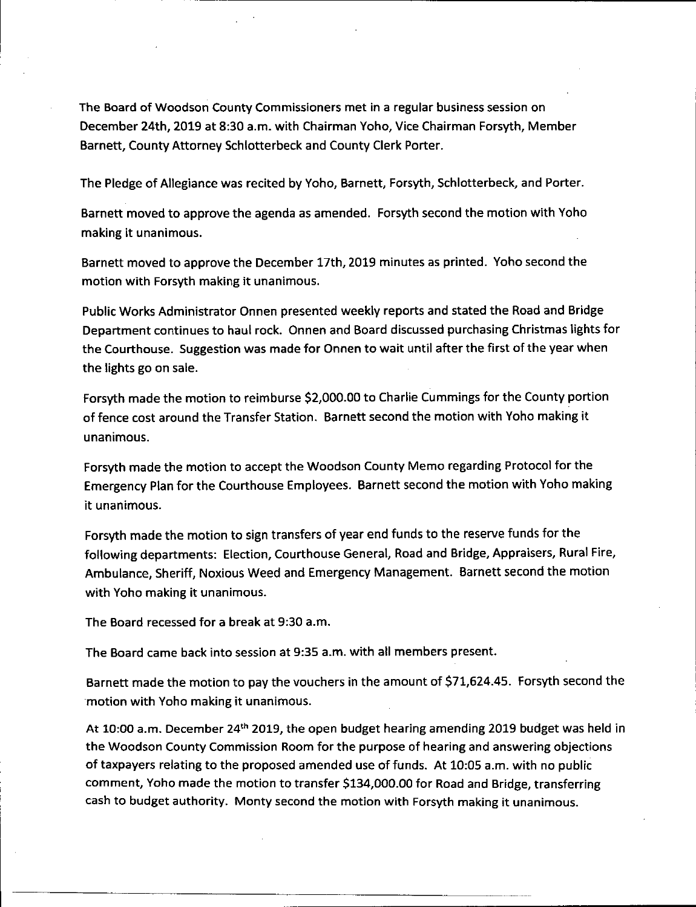The Board of Woodson County Commissioners met in a regular business session on December 24th, 2019 at 8:30 a.m. with Chairman Yoho, Vice Chairman Forsyth, Member Barnett, County Attorney Schlotterbeck and County Clerk Porter.

The Pledge of Allegiance was recited by Yoho, Barnett, Forsyth, Schlotterbeck, and Porter.

Barnett moved to approve the agenda as amended. Forsyth second the motion with Yoho making it unanimous.

Barnett moved to approve the December 17th, 2019 minutes as printed. Yoho second the motion with Forsyth making it unanimous.

Public Works Administrator Onnen presented weekly reports and stated the Road and Bridge Department continues to haul rock. Onnen and Board discussed purchasing Christmas lights for the Courthouse. Suggestion was made for Onnen to wait until after the first of the year when the lights go on sale.

Forsyth made the motion to reimburse $2,000.00 to Charlie Cummings for the County portion of fence cost around the Transfer Station. Barnett second the motion with Yoho making it unanimous.

Forsyth made the motion to accept the Woodson County Memo regarding Protocol for the Emergency Plan for the Courthouse Employees. Barnett second the motion with Yoho making it unanimous.

Forsyth made the motion to sign transfers of year end funds to the reserve funds for the following departments: Election, Courthouse General, Road and Bridge, Appraisers, Rural Fire, Ambulance, Sheriff, Noxious Weed and Emergency Management. Barnett second the motion with Yoho making it unanimous.

The Board recessed for a break at 9:30 a.m.

The Board came back into session at 9:35 a.m. with all members present.

Barnett made the motion to pay the vouchers in the amount of $71,624.45. Forsyth second the motion with Yoho making it unanimous.

At 10:00 a.m. December 24th 2019, the open budget hearing amending 2019 budget was held in the Woodson County Commission Room for the purpose of hearing and answering objections of taxpayers relating to the proposed amended use of funds. At 10:05 a.m. with no public comment, Yoho made the motion to transfer $134,000.00 for Road and Bridge, transferring cash to budget authority. Monty second the motion with Forsyth making it unanimous.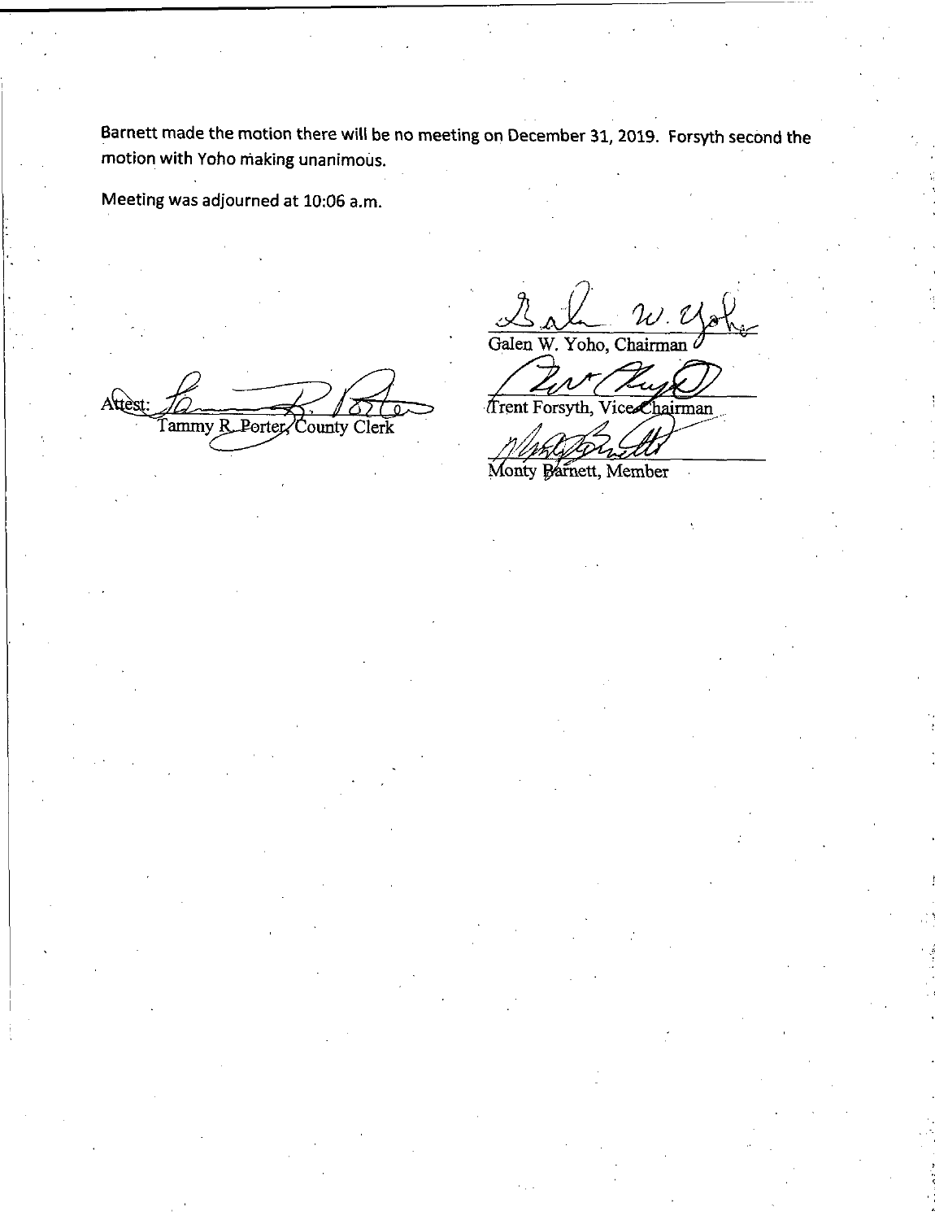Barnett made the motion there will be no meeting on December 31, 2019. Forsyth second the motion with Yoho making unanimous.

Meeting was adjourned at 10:06 a.m.

Galen W. Yoho, Chairman

Attest: Tammy R. Porter, County Clerk

Trent Forsyth, Vice-Chairman

Monty Barnett, Member